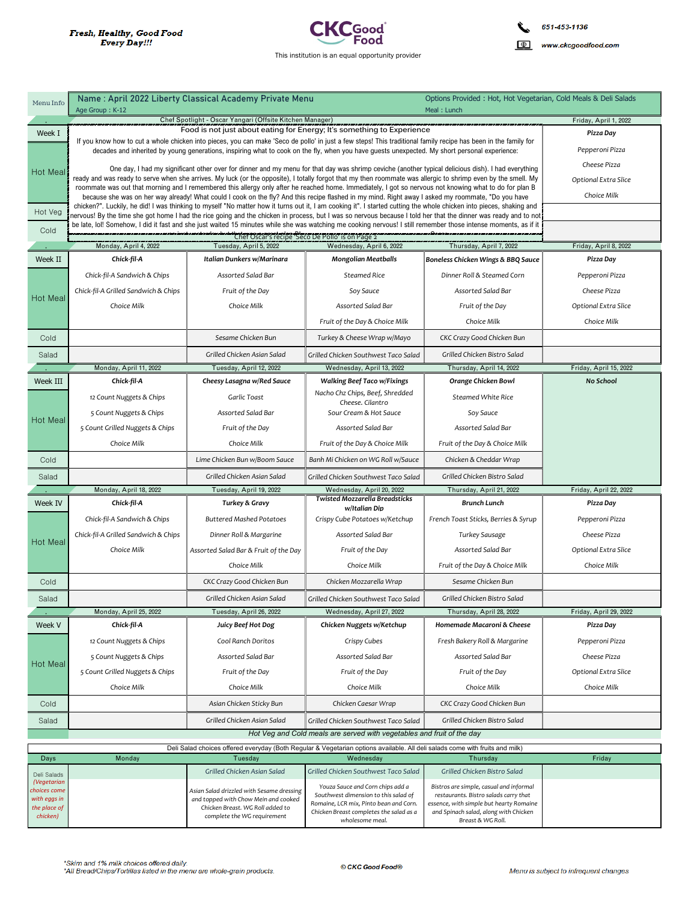*Fresh, Healthy, Good Food Every Day!!!*

**CKC Good Food**

This institution is an equal opportunity provider

651-453-1136

www.ckcgoodfood.com

**Menu Info** — Name : April 2022 Liberty Classical Academy Private Menu — Age Group : K-12 — Options Provided : Hot, Hot Vegetarian, Cold Meals & Deli Salads — Meal : Lunch

## Week I

**Chef Spotlight - Oscar Yangari (Offsite Kitchen Manager)**

**Food is not just about eating for Energy; It's something to Experience**

If you know how to cut a whole chicken into pieces, you can make 'Seco de pollo' in just a few steps! This traditional family recipe has been in the family for decades and inherited by young generations, inspiring what to cook on the fly, when you have guests unexpected. My short personal experience:

One day, I had my significant other over for dinner and my menu for that day was shrimp ceviche (another typical delicious dish). I had everything ready and was ready to serve when she arrives. My luck (or the opposite), I totally forgot that my then roommate was allergic to shrimp even by the smell. My roommate was out that morning and I remembered this allergy only after he reached home. Immediately, I got so nervous not knowing what to do for plan B because she was on her way already! What could I cook on the fly? And this recipe flashed in my mind. Right away I asked my roommate, "Do you have chicken?". Luckily, he did! I was thinking to myself "No matter how it turns out it, I am cooking it". I started cutting the whole chicken into pieces, shaking and nervous! By the time she got home I had the rice going and the chicken in process, but I was so nervous because I told her that the dinner was ready and to not be late, lol! Somehow, I did it fast and she just waited 15 minutes while she was watching me cooking nervous! I still remember those intense moments, as if it

Chef Oscar's recipe 'Seco De Pollo' is on Page 2

| | Friday, April 1, 2022 |
|---|---|
| Hot Meal | **Pizza Day**<br>Pepperoni Pizza<br>Cheese Pizza<br>Optional Extra Slice<br>Choice Milk |
| Hot Veg | |
| Cold | |

## Week II

| | Monday, April 4, 2022 | Tuesday, April 5, 2022 | Wednesday, April 6, 2022 | Thursday, April 7, 2022 | Friday, April 8, 2022 |
|---|---|---|---|---|---|
| Hot Meal | **Chick-fil-A**<br>Chick-fil-A Sandwich & Chips<br>Chick-fil-A Grilled Sandwich & Chips<br>Choice Milk | **Italian Dunkers w/Marinara**<br>Assorted Salad Bar<br>Fruit of the Day<br>Choice Milk | **Mongolian Meatballs**<br>Steamed Rice<br>Soy Sauce<br>Assorted Salad Bar<br>Fruit of the Day & Choice Milk | **Boneless Chicken Wings & BBQ Sauce**<br>Dinner Roll & Steamed Corn<br>Assorted Salad Bar<br>Fruit of the Day<br>Choice Milk | **Pizza Day**<br>Pepperoni Pizza<br>Cheese Pizza<br>Optional Extra Slice<br>Choice Milk |
| Cold | | Sesame Chicken Bun | Turkey & Cheese Wrap w/Mayo | CKC Crazy Good Chicken Bun | |
| Salad | | Grilled Chicken Asian Salad | Grilled Chicken Southwest Taco Salad | Grilled Chicken Bistro Salad | |

## Week III

| | Monday, April 11, 2022 | Tuesday, April 12, 2022 | Wednesday, April 13, 2022 | Thursday, April 14, 2022 | Friday, April 15, 2022 |
|---|---|---|---|---|---|
| Hot Meal | **Chick-fil-A**<br>12 Count Nuggets & Chips<br>5 Count Nuggets & Chips<br>5 Count Grilled Nuggets & Chips<br>Choice Milk | **Cheesy Lasagna w/Red Sauce**<br>Garlic Toast<br>Assorted Salad Bar<br>Fruit of the Day<br>Choice Milk | **Walking Beef Taco w/Fixings**<br>Nacho Chz Chips, Beef, Shredded Cheese. Cilantro<br>Sour Cream & Hot Sauce<br>Assorted Salad Bar<br>Fruit of the Day & Choice Milk | **Orange Chicken Bowl**<br>Steamed White Rice<br>Soy Sauce<br>Assorted Salad Bar<br>Fruit of the Day & Choice Milk | **No School** |
| Cold | | Lime Chicken Bun w/Boom Sauce | Banh Mi Chicken on WG Roll w/Sauce | Chicken & Cheddar Wrap | |
| Salad | | Grilled Chicken Asian Salad | Grilled Chicken Southwest Taco Salad | Grilled Chicken Bistro Salad | |

## Week IV

| | Monday, April 18, 2022 | Tuesday, April 19, 2022 | Wednesday, April 20, 2022 | Thursday, April 21, 2022 | Friday, April 22, 2022 |
|---|---|---|---|---|---|
| Hot Meal | **Chick-fil-A**<br>Chick-fil-A Sandwich & Chips<br>Chick-fil-A Grilled Sandwich & Chips<br>Choice Milk | **Turkey & Gravy**<br>Buttered Mashed Potatoes<br>Dinner Roll & Margarine<br>Assorted Salad Bar & Fruit of the Day<br>Choice Milk | **Twisted Mozzarella Breadsticks w/Italian Dip**<br>Crispy Cube Potatoes w/Ketchup<br>Assorted Salad Bar<br>Fruit of the Day<br>Choice Milk | **Brunch Lunch**<br>French Toast Sticks, Berries & Syrup<br>Turkey Sausage<br>Assorted Salad Bar<br>Fruit of the Day & Choice Milk | **Pizza Day**<br>Pepperoni Pizza<br>Cheese Pizza<br>Optional Extra Slice<br>Choice Milk |
| Cold | | CKC Crazy Good Chicken Bun | Chicken Mozzarella Wrap | Sesame Chicken Bun | |
| Salad | | Grilled Chicken Asian Salad | Grilled Chicken Southwest Taco Salad | Grilled Chicken Bistro Salad | |

## Week V

| | Monday, April 25, 2022 | Tuesday, April 26, 2022 | Wednesday, April 27, 2022 | Thursday, April 28, 2022 | Friday, April 29, 2022 |
|---|---|---|---|---|---|
| Hot Meal | **Chick-fil-A**<br>12 Count Nuggets & Chips<br>5 Count Nuggets & Chips<br>5 Count Grilled Nuggets & Chips<br>Choice Milk | **Juicy Beef Hot Dog**<br>Cool Ranch Doritos<br>Assorted Salad Bar<br>Fruit of the Day<br>Choice Milk | **Chicken Nuggets w/Ketchup**<br>Crispy Cubes<br>Assorted Salad Bar<br>Fruit of the Day<br>Choice Milk | **Homemade Macaroni & Cheese**<br>Fresh Bakery Roll & Margarine<br>Assorted Salad Bar<br>Fruit of the Day<br>Choice Milk | **Pizza Day**<br>Pepperoni Pizza<br>Cheese Pizza<br>Optional Extra Slice<br>Choice Milk |
| Cold | | Asian Chicken Sticky Bun | Chicken Caesar Wrap | CKC Crazy Good Chicken Bun | |
| Salad | | Grilled Chicken Asian Salad | Grilled Chicken Southwest Taco Salad | Grilled Chicken Bistro Salad | |

*Hot Veg and Cold meals are served with vegetables and fruit of the day*

Deli Salad choices offered everyday (Both Regular & Vegetarian options available. All deli salads come with fruits and milk)

| Days | Monday | Tuesday | Wednesday | Thursday | Friday |
|---|---|---|---|---|---|
| Deli Salads *(Vegetarian choices come with eggs in the place of chicken)* | | *Grilled Chicken Asian Salad*<br>Asian Salad drizzled with Sesame dressing and topped with Chow Mein and cooked Chicken Breast. WG Roll added to complete the WG requirement | *Grilled Chicken Southwest Taco Salad*<br>Youza Sauce and Corn chips add a Southwest dimension to this salad of Romaine, LCR mix, Pinto bean and Corn. Chicken Breast completes the salad as a wholesome meal. | *Grilled Chicken Bistro Salad*<br>Bistros are simple, casual and informal restaurants. Bistro salads carry that essence, with simple but hearty Romaine and Spinach salad, along with Chicken Breast & WG Roll. | |

*Skim and 1% milk choices offered daily.
*All Bread/Chips/Tortillas listed in the menu are whole-grain products.

© CKC Good Food®

Menu is subject to infrequent changes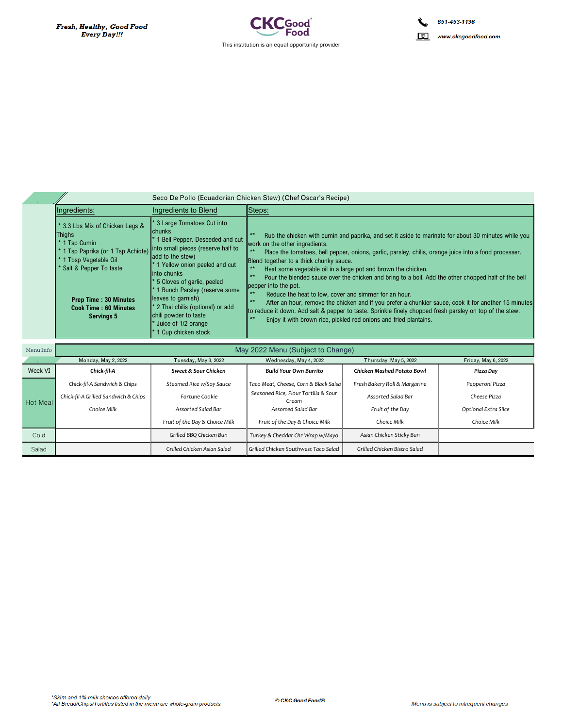Fresh, Healthy, Good Food Every Day!!!

CKC Good Food

This institution is an equal opportunity provider

651-453-1136

www.ckcgoodfood.com

## Seco De Pollo (Ecuadorian Chicken Stew) (Chef Oscar's Recipe)

| Ingredients: | Ingredients to Blend | Steps: |
|---|---|---|
| * 3.3 Lbs Mix of Chicken Legs & Thighs<br>* 1 Tsp Cumin<br>* 1 Tsp Paprika (or 1 Tsp Achiote)<br>* 1 Tbsp Vegetable Oil<br>* Salt & Pepper To taste<br><br>**Prep Time : 30 Minutes**<br>**Cook Time : 60 Minutes**<br>**Servings 5** | * 3 Large Tomatoes Cut into chunks<br>* 1 Bell Pepper. Deseeded and cut into small pieces (reserve half to add to the stew)<br>* 1 Yellow onion peeled and cut into chunks<br>* 5 Cloves of garlic, peeled<br>* 1 Bunch Parsley (reserve some leaves to garnish)<br>* 2 Thai chilis (optional) or add chili powder to taste<br>* Juice of 1/2 orange<br>* 1 Cup chicken stock | ** Rub the chicken with cumin and paprika, and set it aside to marinate for about 30 minutes while you work on the other ingredients.<br>** Place the tomatoes, bell pepper, onions, garlic, parsley, chilis, orange juice into a food processer. Blend together to a thick chunky sauce.<br>** Heat some vegetable oil in a large pot and brown the chicken.<br>** Pour the blended sauce over the chicken and bring to a boil. Add the other chopped half of the bell pepper into the pot.<br>** Reduce the heat to low, cover and simmer for an hour.<br>** After an hour, remove the chicken and if you prefer a chunkier sauce, cook it for another 15 minutes to reduce it down. Add salt & pepper to taste. Sprinkle finely chopped fresh parsley on top of the stew.<br>** Enjoy it with brown rice, pickled red onions and fried plantains. |

## May 2022 Menu (Subject to Change)

| Menu Info | Monday, May 2, 2022 | Tuesday, May 3, 2022 | Wednesday, May 4, 2022 | Thursday, May 5, 2022 | Friday, May 6, 2022 |
|---|---|---|---|---|---|
| Week VI | **Chick-fil-A** | **Sweet & Sour Chicken** | **Build Your Own Burrito** | **Chicken Mashed Potato Bowl** | **Pizza Day** |
| Hot Meal | Chick-fil-A Sandwich & Chips<br>Chick-fil-A Grilled Sandwich & Chips<br>Choice Milk | Steamed Rice w/Soy Sauce<br>Fortune Cookie<br>Assorted Salad Bar<br>Fruit of the Day & Choice Milk | Taco Meat, Cheese, Corn & Black Salsa<br>Seasoned Rice, Flour Tortilla & Sour Cream<br>Assorted Salad Bar<br>Fruit of the Day & Choice Milk | Fresh Bakery Roll & Margarine<br>Assorted Salad Bar<br>Fruit of the Day<br>Choice Milk | Pepperoni Pizza<br>Cheese Pizza<br>Optional Extra Slice<br>Choice Milk |
| Cold | | Grilled BBQ Chicken Bun | Turkey & Cheddar Chz Wrap w/Mayo | Asian Chicken Sticky Bun | |
| Salad | | Grilled Chicken Asian Salad | Grilled Chicken Southwest Taco Salad | Grilled Chicken Bistro Salad | |

*Skim and 1% milk choices offered daily.
*All Bread/Chips/Tortillas listed in the menu are whole-grain products.

© CKC Good Food®

Menu is subject to infrequent changes